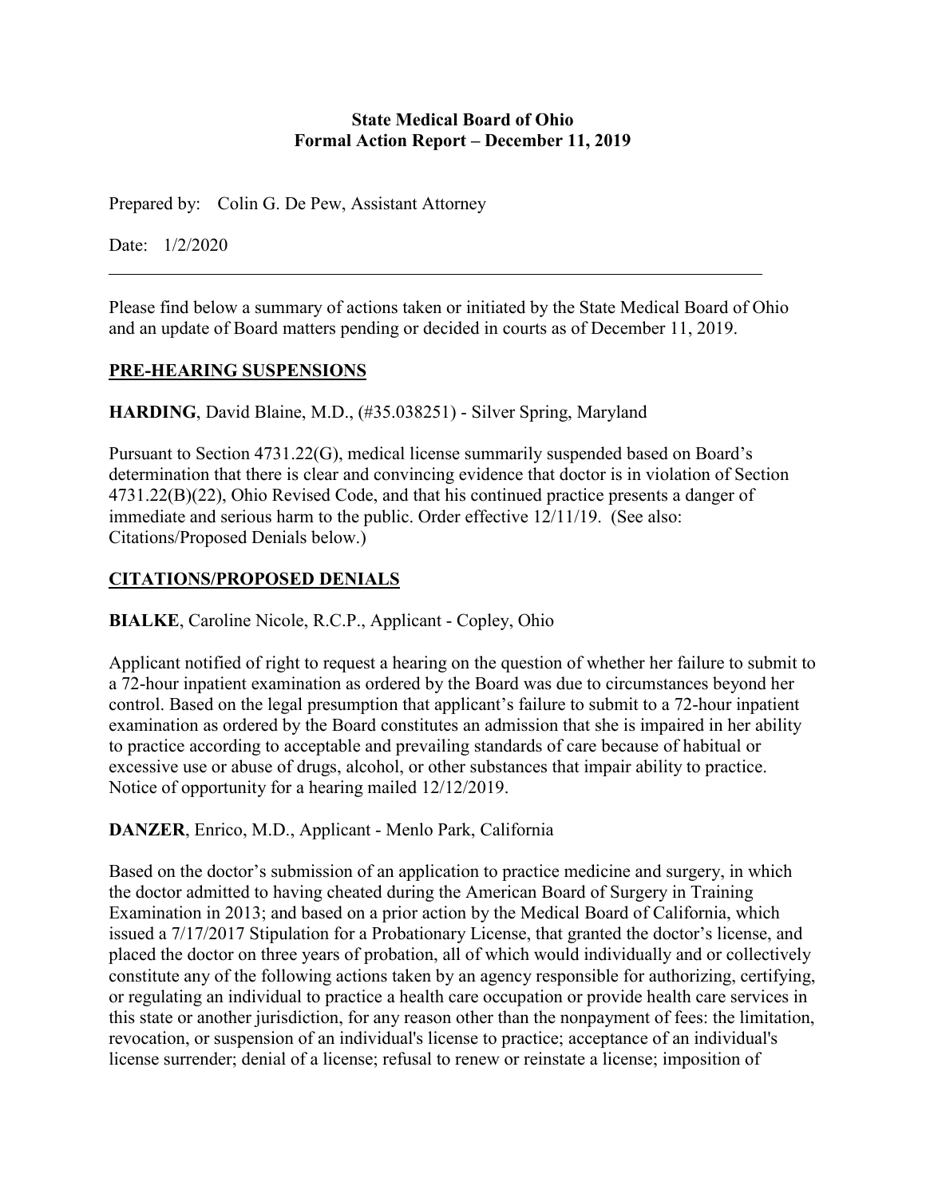**State Medical Board of Ohio**
**Formal Action Report – December 11, 2019**

Prepared by: Colin G. De Pew, Assistant Attorney

Date: 1/2/2020

---

Please find below a summary of actions taken or initiated by the State Medical Board of Ohio and an update of Board matters pending or decided in courts as of December 11, 2019.

## PRE-HEARING SUSPENSIONS

**HARDING**, David Blaine, M.D., (#35.038251) - Silver Spring, Maryland

Pursuant to Section 4731.22(G), medical license summarily suspended based on Board's determination that there is clear and convincing evidence that doctor is in violation of Section 4731.22(B)(22), Ohio Revised Code, and that his continued practice presents a danger of immediate and serious harm to the public. Order effective 12/11/19. (See also: Citations/Proposed Denials below.)

## CITATIONS/PROPOSED DENIALS

**BIALKE**, Caroline Nicole, R.C.P., Applicant - Copley, Ohio

Applicant notified of right to request a hearing on the question of whether her failure to submit to a 72-hour inpatient examination as ordered by the Board was due to circumstances beyond her control. Based on the legal presumption that applicant's failure to submit to a 72-hour inpatient examination as ordered by the Board constitutes an admission that she is impaired in her ability to practice according to acceptable and prevailing standards of care because of habitual or excessive use or abuse of drugs, alcohol, or other substances that impair ability to practice. Notice of opportunity for a hearing mailed 12/12/2019.

**DANZER**, Enrico, M.D., Applicant - Menlo Park, California

Based on the doctor's submission of an application to practice medicine and surgery, in which the doctor admitted to having cheated during the American Board of Surgery in Training Examination in 2013; and based on a prior action by the Medical Board of California, which issued a 7/17/2017 Stipulation for a Probationary License, that granted the doctor's license, and placed the doctor on three years of probation, all of which would individually and or collectively constitute any of the following actions taken by an agency responsible for authorizing, certifying, or regulating an individual to practice a health care occupation or provide health care services in this state or another jurisdiction, for any reason other than the nonpayment of fees: the limitation, revocation, or suspension of an individual's license to practice; acceptance of an individual's license surrender; denial of a license; refusal to renew or reinstate a license; imposition of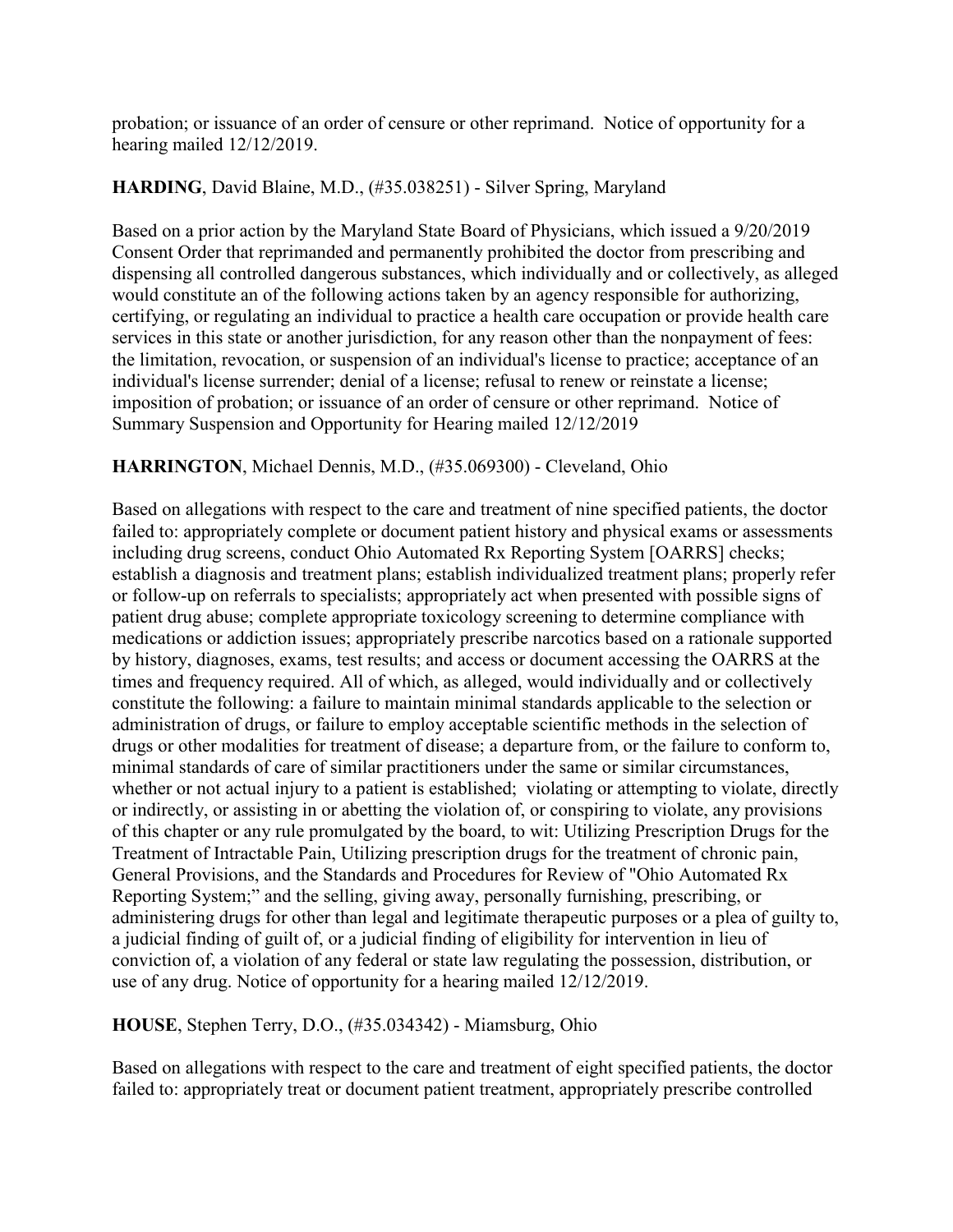probation; or issuance of an order of censure or other reprimand. Notice of opportunity for a hearing mailed 12/12/2019.

**HARDING**, David Blaine, M.D., (#35.038251) - Silver Spring, Maryland

Based on a prior action by the Maryland State Board of Physicians, which issued a 9/20/2019 Consent Order that reprimanded and permanently prohibited the doctor from prescribing and dispensing all controlled dangerous substances, which individually and or collectively, as alleged would constitute an of the following actions taken by an agency responsible for authorizing, certifying, or regulating an individual to practice a health care occupation or provide health care services in this state or another jurisdiction, for any reason other than the nonpayment of fees: the limitation, revocation, or suspension of an individual's license to practice; acceptance of an individual's license surrender; denial of a license; refusal to renew or reinstate a license; imposition of probation; or issuance of an order of censure or other reprimand. Notice of Summary Suspension and Opportunity for Hearing mailed 12/12/2019

**HARRINGTON**, Michael Dennis, M.D., (#35.069300) - Cleveland, Ohio

Based on allegations with respect to the care and treatment of nine specified patients, the doctor failed to: appropriately complete or document patient history and physical exams or assessments including drug screens, conduct Ohio Automated Rx Reporting System [OARRS] checks; establish a diagnosis and treatment plans; establish individualized treatment plans; properly refer or follow-up on referrals to specialists; appropriately act when presented with possible signs of patient drug abuse; complete appropriate toxicology screening to determine compliance with medications or addiction issues; appropriately prescribe narcotics based on a rationale supported by history, diagnoses, exams, test results; and access or document accessing the OARRS at the times and frequency required. All of which, as alleged, would individually and or collectively constitute the following: a failure to maintain minimal standards applicable to the selection or administration of drugs, or failure to employ acceptable scientific methods in the selection of drugs or other modalities for treatment of disease; a departure from, or the failure to conform to, minimal standards of care of similar practitioners under the same or similar circumstances, whether or not actual injury to a patient is established; violating or attempting to violate, directly or indirectly, or assisting in or abetting the violation of, or conspiring to violate, any provisions of this chapter or any rule promulgated by the board, to wit: Utilizing Prescription Drugs for the Treatment of Intractable Pain, Utilizing prescription drugs for the treatment of chronic pain, General Provisions, and the Standards and Procedures for Review of "Ohio Automated Rx Reporting System;" and the selling, giving away, personally furnishing, prescribing, or administering drugs for other than legal and legitimate therapeutic purposes or a plea of guilty to, a judicial finding of guilt of, or a judicial finding of eligibility for intervention in lieu of conviction of, a violation of any federal or state law regulating the possession, distribution, or use of any drug. Notice of opportunity for a hearing mailed 12/12/2019.

**HOUSE**, Stephen Terry, D.O., (#35.034342) - Miamsburg, Ohio

Based on allegations with respect to the care and treatment of eight specified patients, the doctor failed to: appropriately treat or document patient treatment, appropriately prescribe controlled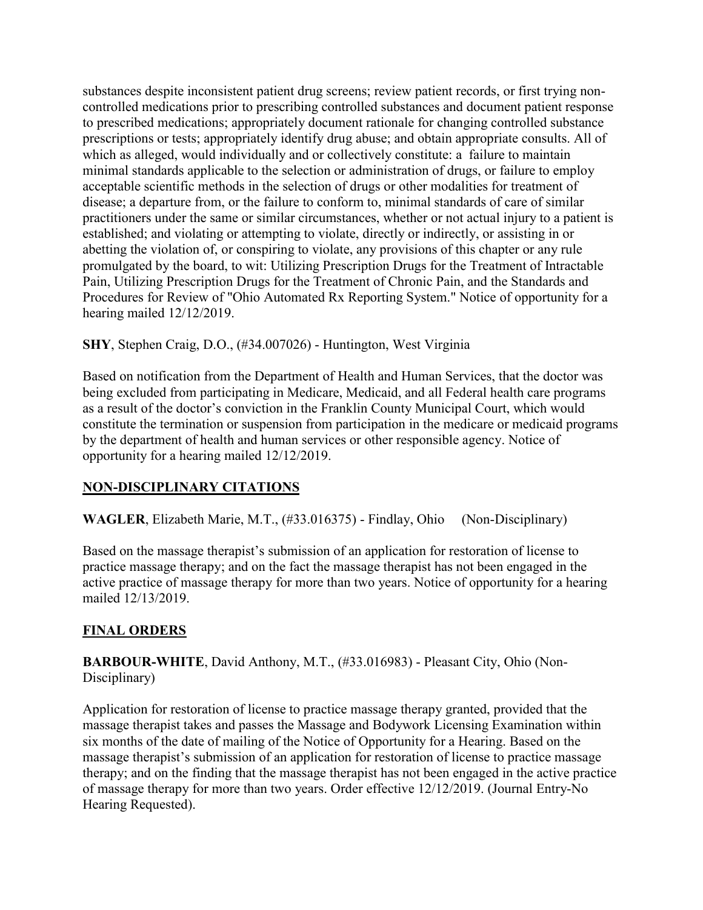substances despite inconsistent patient drug screens; review patient records, or first trying non-controlled medications prior to prescribing controlled substances and document patient response to prescribed medications; appropriately document rationale for changing controlled substance prescriptions or tests; appropriately identify drug abuse; and obtain appropriate consults. All of which as alleged, would individually and or collectively constitute: a failure to maintain minimal standards applicable to the selection or administration of drugs, or failure to employ acceptable scientific methods in the selection of drugs or other modalities for treatment of disease; a departure from, or the failure to conform to, minimal standards of care of similar practitioners under the same or similar circumstances, whether or not actual injury to a patient is established; and violating or attempting to violate, directly or indirectly, or assisting in or abetting the violation of, or conspiring to violate, any provisions of this chapter or any rule promulgated by the board, to wit: Utilizing Prescription Drugs for the Treatment of Intractable Pain, Utilizing Prescription Drugs for the Treatment of Chronic Pain, and the Standards and Procedures for Review of "Ohio Automated Rx Reporting System." Notice of opportunity for a hearing mailed 12/12/2019.

**SHY**, Stephen Craig, D.O., (#34.007026) - Huntington, West Virginia

Based on notification from the Department of Health and Human Services, that the doctor was being excluded from participating in Medicare, Medicaid, and all Federal health care programs as a result of the doctor's conviction in the Franklin County Municipal Court, which would constitute the termination or suspension from participation in the medicare or medicaid programs by the department of health and human services or other responsible agency. Notice of opportunity for a hearing mailed 12/12/2019.

## NON-DISCIPLINARY CITATIONS

**WAGLER**, Elizabeth Marie, M.T., (#33.016375) - Findlay, Ohio (Non-Disciplinary)

Based on the massage therapist's submission of an application for restoration of license to practice massage therapy; and on the fact the massage therapist has not been engaged in the active practice of massage therapy for more than two years. Notice of opportunity for a hearing mailed 12/13/2019.

## FINAL ORDERS

**BARBOUR-WHITE**, David Anthony, M.T., (#33.016983) - Pleasant City, Ohio (Non-Disciplinary)

Application for restoration of license to practice massage therapy granted, provided that the massage therapist takes and passes the Massage and Bodywork Licensing Examination within six months of the date of mailing of the Notice of Opportunity for a Hearing. Based on the massage therapist's submission of an application for restoration of license to practice massage therapy; and on the finding that the massage therapist has not been engaged in the active practice of massage therapy for more than two years. Order effective 12/12/2019. (Journal Entry-No Hearing Requested).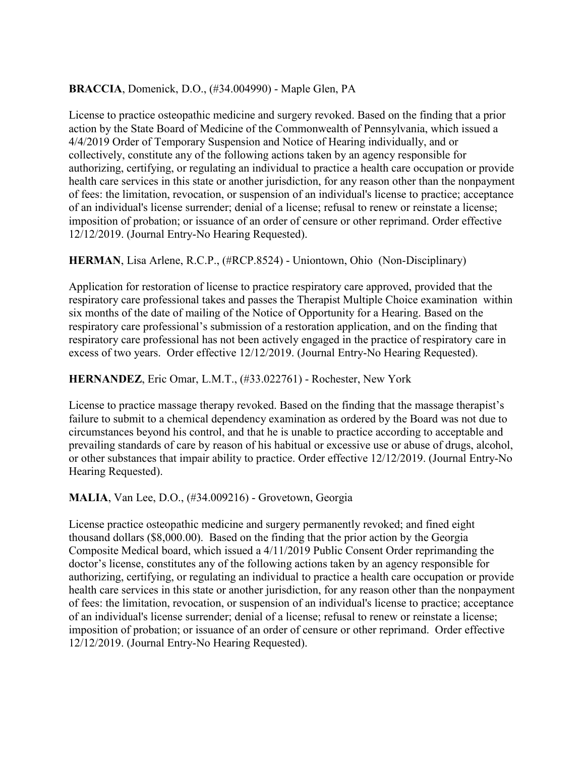**BRACCIA**, Domenick, D.O., (#34.004990) - Maple Glen, PA

License to practice osteopathic medicine and surgery revoked. Based on the finding that a prior action by the State Board of Medicine of the Commonwealth of Pennsylvania, which issued a 4/4/2019 Order of Temporary Suspension and Notice of Hearing individually, and or collectively, constitute any of the following actions taken by an agency responsible for authorizing, certifying, or regulating an individual to practice a health care occupation or provide health care services in this state or another jurisdiction, for any reason other than the nonpayment of fees: the limitation, revocation, or suspension of an individual's license to practice; acceptance of an individual's license surrender; denial of a license; refusal to renew or reinstate a license; imposition of probation; or issuance of an order of censure or other reprimand. Order effective 12/12/2019. (Journal Entry-No Hearing Requested).

**HERMAN**, Lisa Arlene, R.C.P., (#RCP.8524) - Uniontown, Ohio (Non-Disciplinary)

Application for restoration of license to practice respiratory care approved, provided that the respiratory care professional takes and passes the Therapist Multiple Choice examination within six months of the date of mailing of the Notice of Opportunity for a Hearing. Based on the respiratory care professional's submission of a restoration application, and on the finding that respiratory care professional has not been actively engaged in the practice of respiratory care in excess of two years. Order effective 12/12/2019. (Journal Entry-No Hearing Requested).

**HERNANDEZ**, Eric Omar, L.M.T., (#33.022761) - Rochester, New York

License to practice massage therapy revoked. Based on the finding that the massage therapist's failure to submit to a chemical dependency examination as ordered by the Board was not due to circumstances beyond his control, and that he is unable to practice according to acceptable and prevailing standards of care by reason of his habitual or excessive use or abuse of drugs, alcohol, or other substances that impair ability to practice. Order effective 12/12/2019. (Journal Entry-No Hearing Requested).

**MALIA**, Van Lee, D.O., (#34.009216) - Grovetown, Georgia

License practice osteopathic medicine and surgery permanently revoked; and fined eight thousand dollars ($8,000.00). Based on the finding that the prior action by the Georgia Composite Medical board, which issued a 4/11/2019 Public Consent Order reprimanding the doctor's license, constitutes any of the following actions taken by an agency responsible for authorizing, certifying, or regulating an individual to practice a health care occupation or provide health care services in this state or another jurisdiction, for any reason other than the nonpayment of fees: the limitation, revocation, or suspension of an individual's license to practice; acceptance of an individual's license surrender; denial of a license; refusal to renew or reinstate a license; imposition of probation; or issuance of an order of censure or other reprimand. Order effective 12/12/2019. (Journal Entry-No Hearing Requested).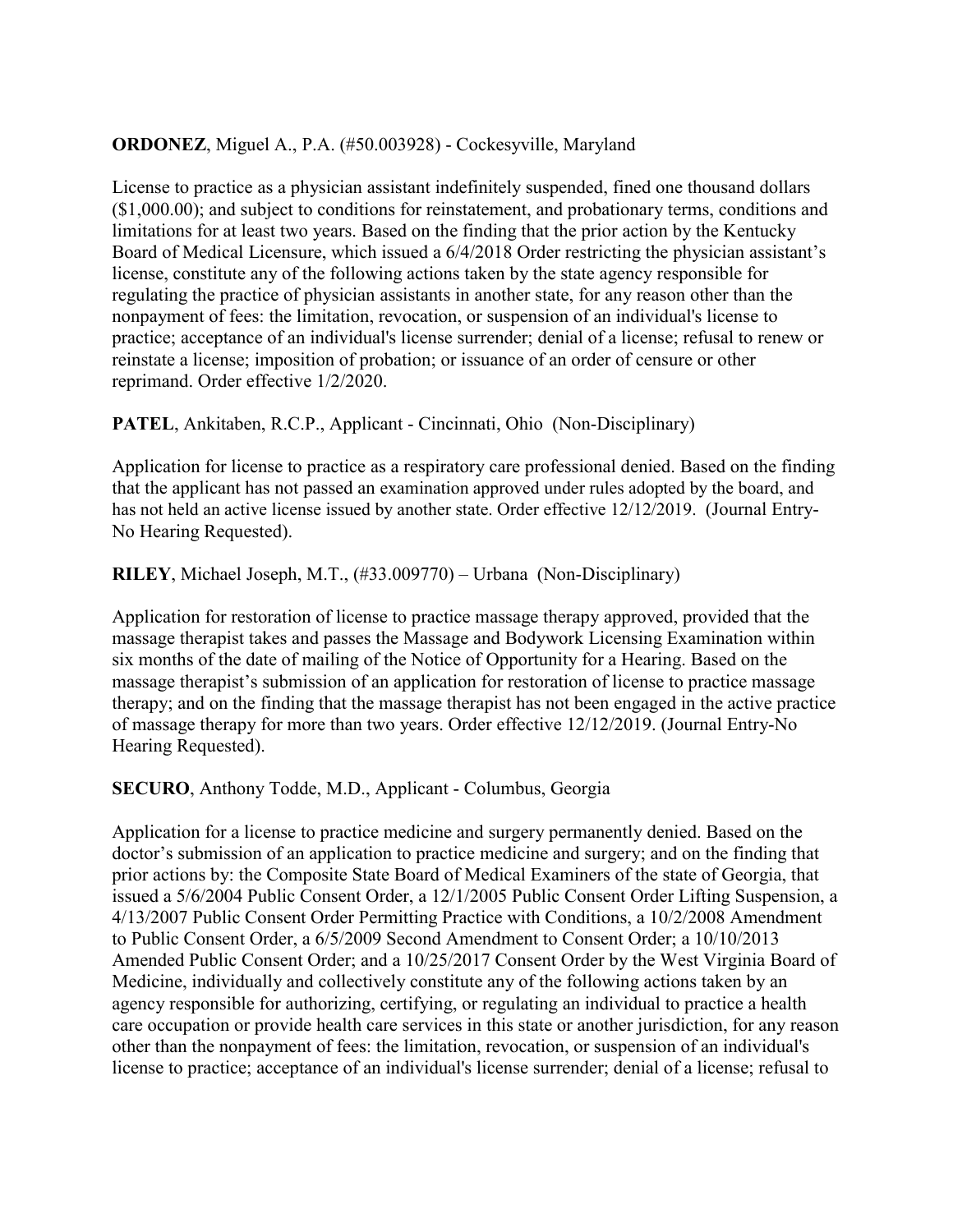**ORDONEZ**, Miguel A., P.A. (#50.003928) - Cockesyville, Maryland

License to practice as a physician assistant indefinitely suspended, fined one thousand dollars ($1,000.00); and subject to conditions for reinstatement, and probationary terms, conditions and limitations for at least two years. Based on the finding that the prior action by the Kentucky Board of Medical Licensure, which issued a 6/4/2018 Order restricting the physician assistant's license, constitute any of the following actions taken by the state agency responsible for regulating the practice of physician assistants in another state, for any reason other than the nonpayment of fees: the limitation, revocation, or suspension of an individual's license to practice; acceptance of an individual's license surrender; denial of a license; refusal to renew or reinstate a license; imposition of probation; or issuance of an order of censure or other reprimand. Order effective 1/2/2020.

**PATEL**, Ankitaben, R.C.P., Applicant - Cincinnati, Ohio (Non-Disciplinary)

Application for license to practice as a respiratory care professional denied. Based on the finding that the applicant has not passed an examination approved under rules adopted by the board, and has not held an active license issued by another state. Order effective 12/12/2019. (Journal Entry-No Hearing Requested).

**RILEY**, Michael Joseph, M.T., (#33.009770) – Urbana (Non-Disciplinary)

Application for restoration of license to practice massage therapy approved, provided that the massage therapist takes and passes the Massage and Bodywork Licensing Examination within six months of the date of mailing of the Notice of Opportunity for a Hearing. Based on the massage therapist's submission of an application for restoration of license to practice massage therapy; and on the finding that the massage therapist has not been engaged in the active practice of massage therapy for more than two years. Order effective 12/12/2019. (Journal Entry-No Hearing Requested).

**SECURO**, Anthony Todde, M.D., Applicant - Columbus, Georgia

Application for a license to practice medicine and surgery permanently denied. Based on the doctor's submission of an application to practice medicine and surgery; and on the finding that prior actions by: the Composite State Board of Medical Examiners of the state of Georgia, that issued a 5/6/2004 Public Consent Order, a 12/1/2005 Public Consent Order Lifting Suspension, a 4/13/2007 Public Consent Order Permitting Practice with Conditions, a 10/2/2008 Amendment to Public Consent Order, a 6/5/2009 Second Amendment to Consent Order; a 10/10/2013 Amended Public Consent Order; and a 10/25/2017 Consent Order by the West Virginia Board of Medicine, individually and collectively constitute any of the following actions taken by an agency responsible for authorizing, certifying, or regulating an individual to practice a health care occupation or provide health care services in this state or another jurisdiction, for any reason other than the nonpayment of fees: the limitation, revocation, or suspension of an individual's license to practice; acceptance of an individual's license surrender; denial of a license; refusal to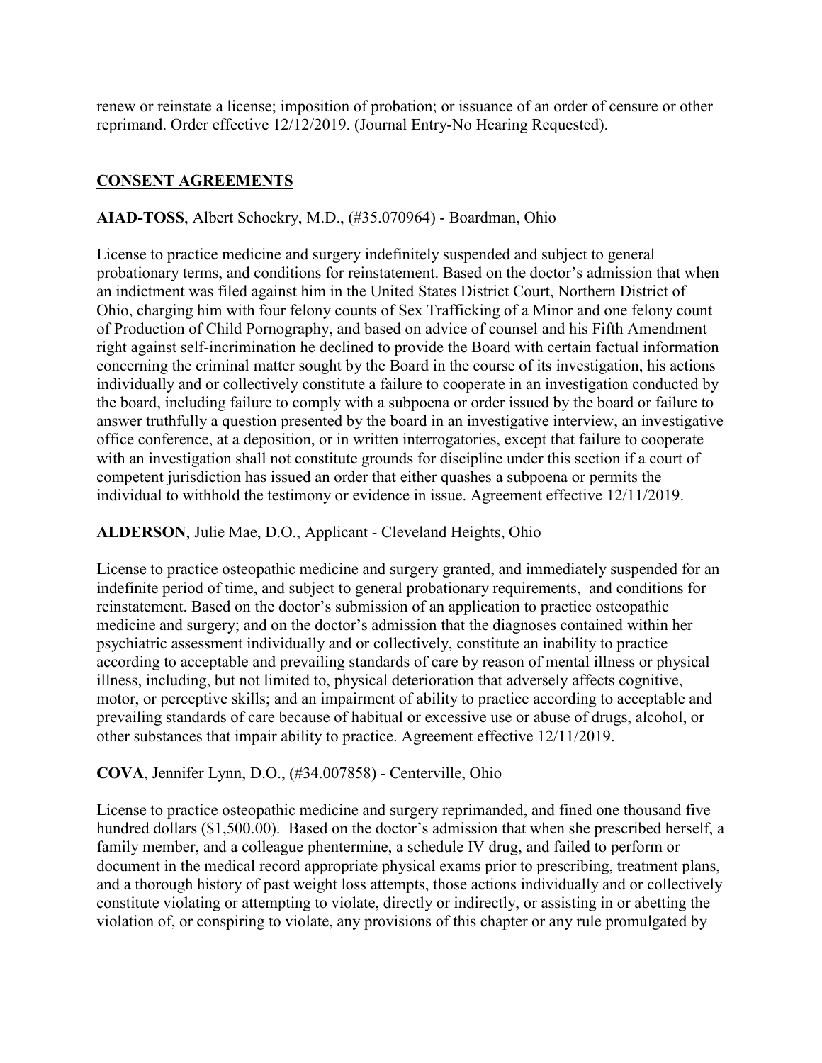renew or reinstate a license; imposition of probation; or issuance of an order of censure or other reprimand. Order effective 12/12/2019. (Journal Entry-No Hearing Requested).

## CONSENT AGREEMENTS

**AIAD-TOSS**, Albert Schockry, M.D., (#35.070964) - Boardman, Ohio

License to practice medicine and surgery indefinitely suspended and subject to general probationary terms, and conditions for reinstatement. Based on the doctor's admission that when an indictment was filed against him in the United States District Court, Northern District of Ohio, charging him with four felony counts of Sex Trafficking of a Minor and one felony count of Production of Child Pornography, and based on advice of counsel and his Fifth Amendment right against self-incrimination he declined to provide the Board with certain factual information concerning the criminal matter sought by the Board in the course of its investigation, his actions individually and or collectively constitute a failure to cooperate in an investigation conducted by the board, including failure to comply with a subpoena or order issued by the board or failure to answer truthfully a question presented by the board in an investigative interview, an investigative office conference, at a deposition, or in written interrogatories, except that failure to cooperate with an investigation shall not constitute grounds for discipline under this section if a court of competent jurisdiction has issued an order that either quashes a subpoena or permits the individual to withhold the testimony or evidence in issue. Agreement effective 12/11/2019.

**ALDERSON**, Julie Mae, D.O., Applicant - Cleveland Heights, Ohio

License to practice osteopathic medicine and surgery granted, and immediately suspended for an indefinite period of time, and subject to general probationary requirements, and conditions for reinstatement. Based on the doctor's submission of an application to practice osteopathic medicine and surgery; and on the doctor's admission that the diagnoses contained within her psychiatric assessment individually and or collectively, constitute an inability to practice according to acceptable and prevailing standards of care by reason of mental illness or physical illness, including, but not limited to, physical deterioration that adversely affects cognitive, motor, or perceptive skills; and an impairment of ability to practice according to acceptable and prevailing standards of care because of habitual or excessive use or abuse of drugs, alcohol, or other substances that impair ability to practice. Agreement effective 12/11/2019.

**COVA**, Jennifer Lynn, D.O., (#34.007858) - Centerville, Ohio

License to practice osteopathic medicine and surgery reprimanded, and fined one thousand five hundred dollars ($1,500.00). Based on the doctor's admission that when she prescribed herself, a family member, and a colleague phentermine, a schedule IV drug, and failed to perform or document in the medical record appropriate physical exams prior to prescribing, treatment plans, and a thorough history of past weight loss attempts, those actions individually and or collectively constitute violating or attempting to violate, directly or indirectly, or assisting in or abetting the violation of, or conspiring to violate, any provisions of this chapter or any rule promulgated by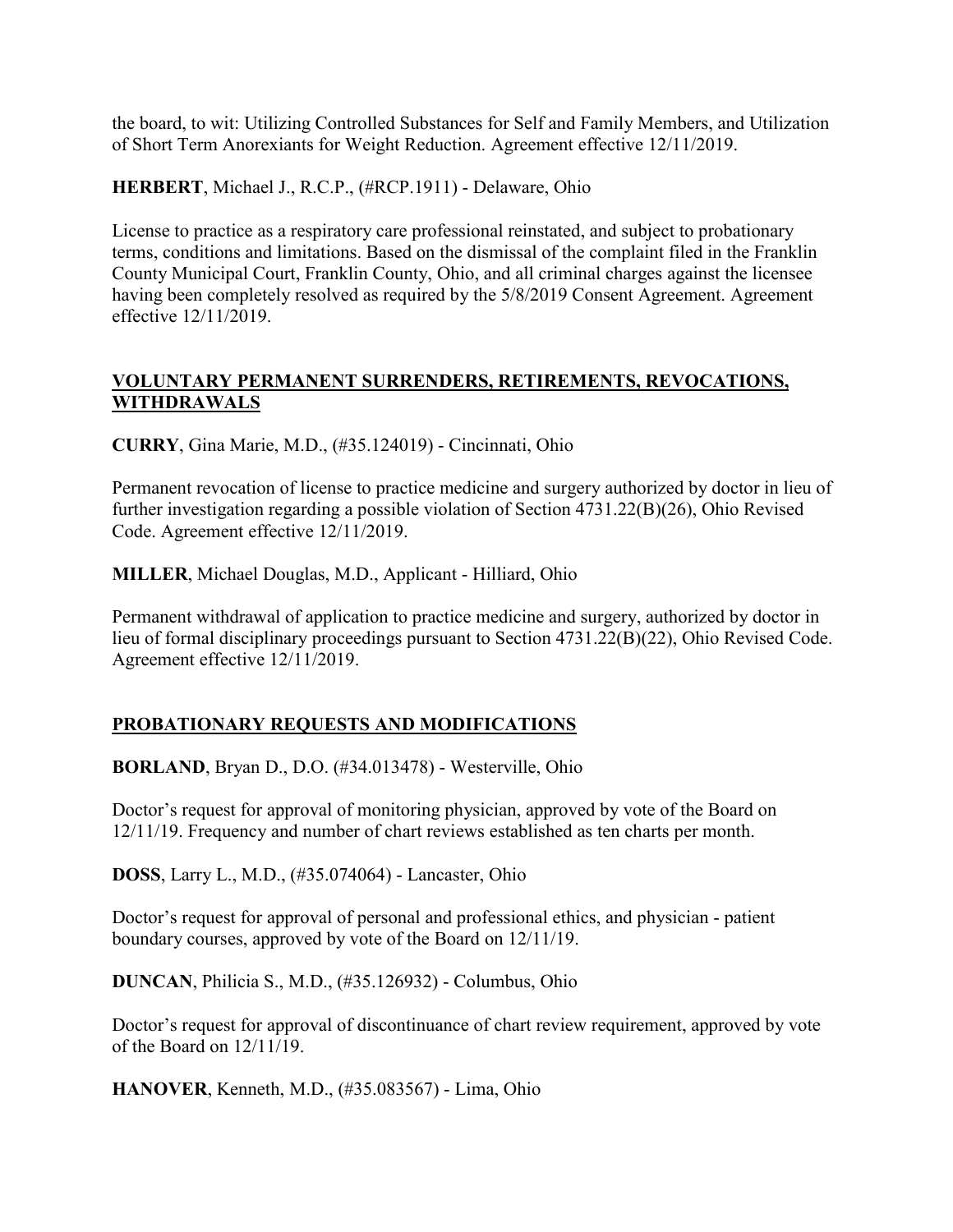the board, to wit: Utilizing Controlled Substances for Self and Family Members, and Utilization of Short Term Anorexiants for Weight Reduction. Agreement effective 12/11/2019.

**HERBERT**, Michael J., R.C.P., (#RCP.1911) - Delaware, Ohio

License to practice as a respiratory care professional reinstated, and subject to probationary terms, conditions and limitations. Based on the dismissal of the complaint filed in the Franklin County Municipal Court, Franklin County, Ohio, and all criminal charges against the licensee having been completely resolved as required by the 5/8/2019 Consent Agreement. Agreement effective 12/11/2019.

## VOLUNTARY PERMANENT SURRENDERS, RETIREMENTS, REVOCATIONS, WITHDRAWALS

**CURRY**, Gina Marie, M.D., (#35.124019) - Cincinnati, Ohio

Permanent revocation of license to practice medicine and surgery authorized by doctor in lieu of further investigation regarding a possible violation of Section 4731.22(B)(26), Ohio Revised Code. Agreement effective 12/11/2019.

**MILLER**, Michael Douglas, M.D., Applicant - Hilliard, Ohio

Permanent withdrawal of application to practice medicine and surgery, authorized by doctor in lieu of formal disciplinary proceedings pursuant to Section 4731.22(B)(22), Ohio Revised Code. Agreement effective 12/11/2019.

## PROBATIONARY REQUESTS AND MODIFICATIONS

**BORLAND**, Bryan D., D.O. (#34.013478) - Westerville, Ohio

Doctor's request for approval of monitoring physician, approved by vote of the Board on 12/11/19. Frequency and number of chart reviews established as ten charts per month.

**DOSS**, Larry L., M.D., (#35.074064) - Lancaster, Ohio

Doctor's request for approval of personal and professional ethics, and physician - patient boundary courses, approved by vote of the Board on 12/11/19.

**DUNCAN**, Philicia S., M.D., (#35.126932) - Columbus, Ohio

Doctor's request for approval of discontinuance of chart review requirement, approved by vote of the Board on 12/11/19.

**HANOVER**, Kenneth, M.D., (#35.083567) - Lima, Ohio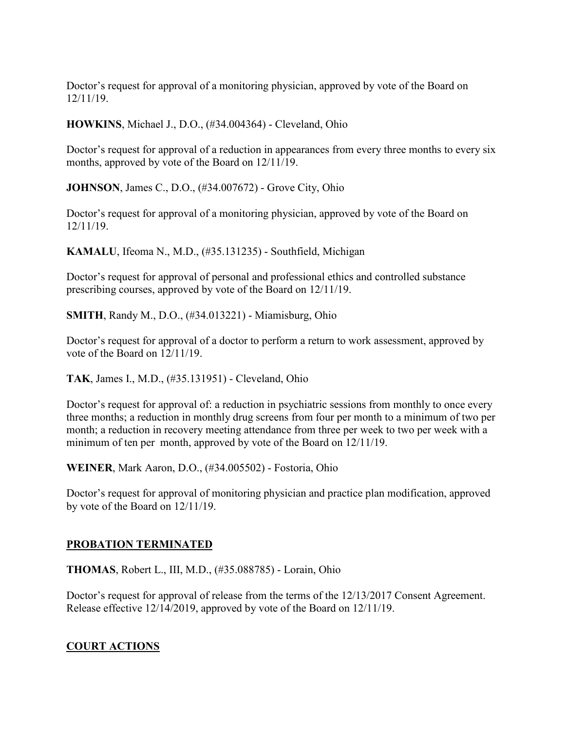Doctor's request for approval of a monitoring physician, approved by vote of the Board on 12/11/19.

**HOWKINS**, Michael J., D.O., (#34.004364) - Cleveland, Ohio

Doctor's request for approval of a reduction in appearances from every three months to every six months, approved by vote of the Board on 12/11/19.

**JOHNSON**, James C., D.O., (#34.007672) - Grove City, Ohio

Doctor's request for approval of a monitoring physician, approved by vote of the Board on 12/11/19.

**KAMALU**, Ifeoma N., M.D., (#35.131235) - Southfield, Michigan

Doctor's request for approval of personal and professional ethics and controlled substance prescribing courses, approved by vote of the Board on 12/11/19.

**SMITH**, Randy M., D.O., (#34.013221) - Miamisburg, Ohio

Doctor's request for approval of a doctor to perform a return to work assessment, approved by vote of the Board on 12/11/19.

**TAK**, James I., M.D., (#35.131951) - Cleveland, Ohio

Doctor's request for approval of: a reduction in psychiatric sessions from monthly to once every three months; a reduction in monthly drug screens from four per month to a minimum of two per month; a reduction in recovery meeting attendance from three per week to two per week with a minimum of ten per month, approved by vote of the Board on 12/11/19.

**WEINER**, Mark Aaron, D.O., (#34.005502) - Fostoria, Ohio

Doctor's request for approval of monitoring physician and practice plan modification, approved by vote of the Board on 12/11/19.

## PROBATION TERMINATED

**THOMAS**, Robert L., III, M.D., (#35.088785) - Lorain, Ohio

Doctor's request for approval of release from the terms of the 12/13/2017 Consent Agreement. Release effective 12/14/2019, approved by vote of the Board on 12/11/19.

## COURT ACTIONS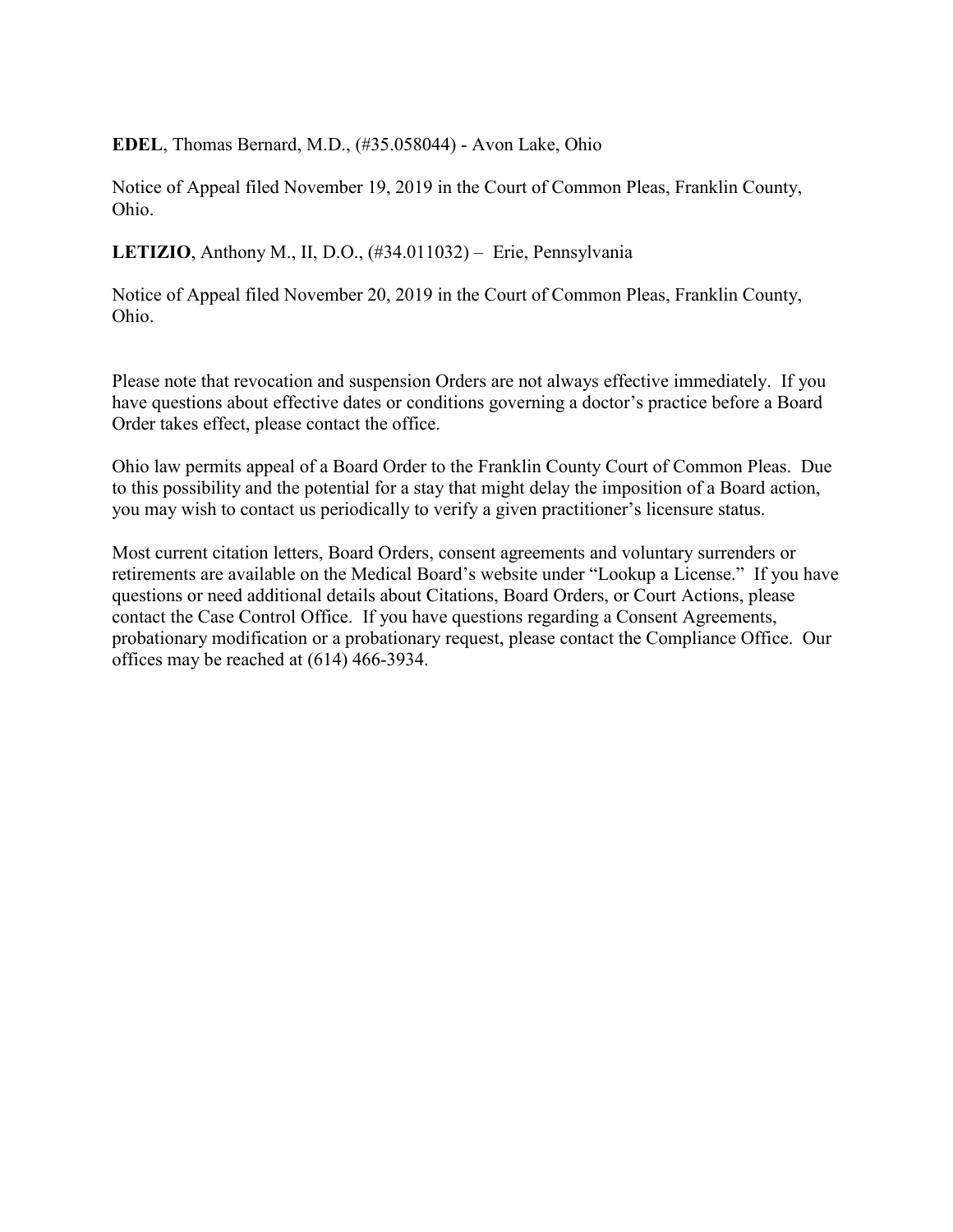**EDEL**, Thomas Bernard, M.D., (#35.058044) - Avon Lake, Ohio

Notice of Appeal filed November 19, 2019 in the Court of Common Pleas, Franklin County, Ohio.

**LETIZIO**, Anthony M., II, D.O., (#34.011032) – Erie, Pennsylvania

Notice of Appeal filed November 20, 2019 in the Court of Common Pleas, Franklin County, Ohio.

Please note that revocation and suspension Orders are not always effective immediately. If you have questions about effective dates or conditions governing a doctor's practice before a Board Order takes effect, please contact the office.

Ohio law permits appeal of a Board Order to the Franklin County Court of Common Pleas. Due to this possibility and the potential for a stay that might delay the imposition of a Board action, you may wish to contact us periodically to verify a given practitioner's licensure status.

Most current citation letters, Board Orders, consent agreements and voluntary surrenders or retirements are available on the Medical Board's website under "Lookup a License." If you have questions or need additional details about Citations, Board Orders, or Court Actions, please contact the Case Control Office. If you have questions regarding a Consent Agreements, probationary modification or a probationary request, please contact the Compliance Office. Our offices may be reached at (614) 466-3934.